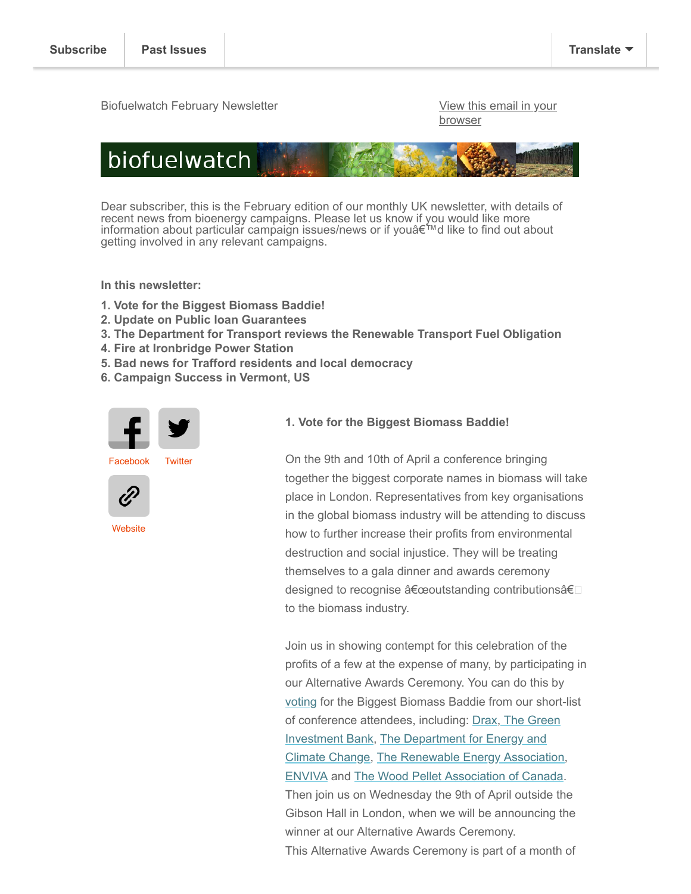Subscribe | Past Issues | Translate

Biofuelwatch February Newsletter

View this email in your browser

biofuelwatch

Dear subscriber, this is the February edition of our monthly UK newsletter, with details of recent news from bioenergy campaigns. Please let us know if you would like more information about particular campaign issues/news or if youâ€™d like to find out about getting involved in any relevant campaigns.

**In this newsletter:**

1. **Vote for the Biggest Biomass Baddie!**
2. **Update on Public loan Guarantees**
3. **The Department for Transport reviews the Renewable Transport Fuel Obligation**
4. **Fire at Ironbridge Power Station**
5. **Bad news for Trafford residents and local democracy**
6. **Campaign Success in Vermont, US**

Facebook Twitter Website

### 1. Vote for the Biggest Biomass Baddie!

On the 9th and 10th of April a conference bringing together the biggest corporate names in biomass will take place in London. Representatives from key organisations in the global biomass industry will be attending to discuss how to further increase their profits from environmental destruction and social injustice. They will be treating themselves to a gala dinner and awards ceremony designed to recognise â€œoutstanding contributionsâ€ to the biomass industry.

Join us in showing contempt for this celebration of the profits of a few at the expense of many, by participating in our Alternative Awards Ceremony. You can do this by voting for the Biggest Biomass Baddie from our short-list of conference attendees, including: Drax, The Green Investment Bank, The Department for Energy and Climate Change, The Renewable Energy Association, ENVIVA and The Wood Pellet Association of Canada. Then join us on Wednesday the 9th of April outside the Gibson Hall in London, when we will be announcing the winner at our Alternative Awards Ceremony.
This Alternative Awards Ceremony is part of a month of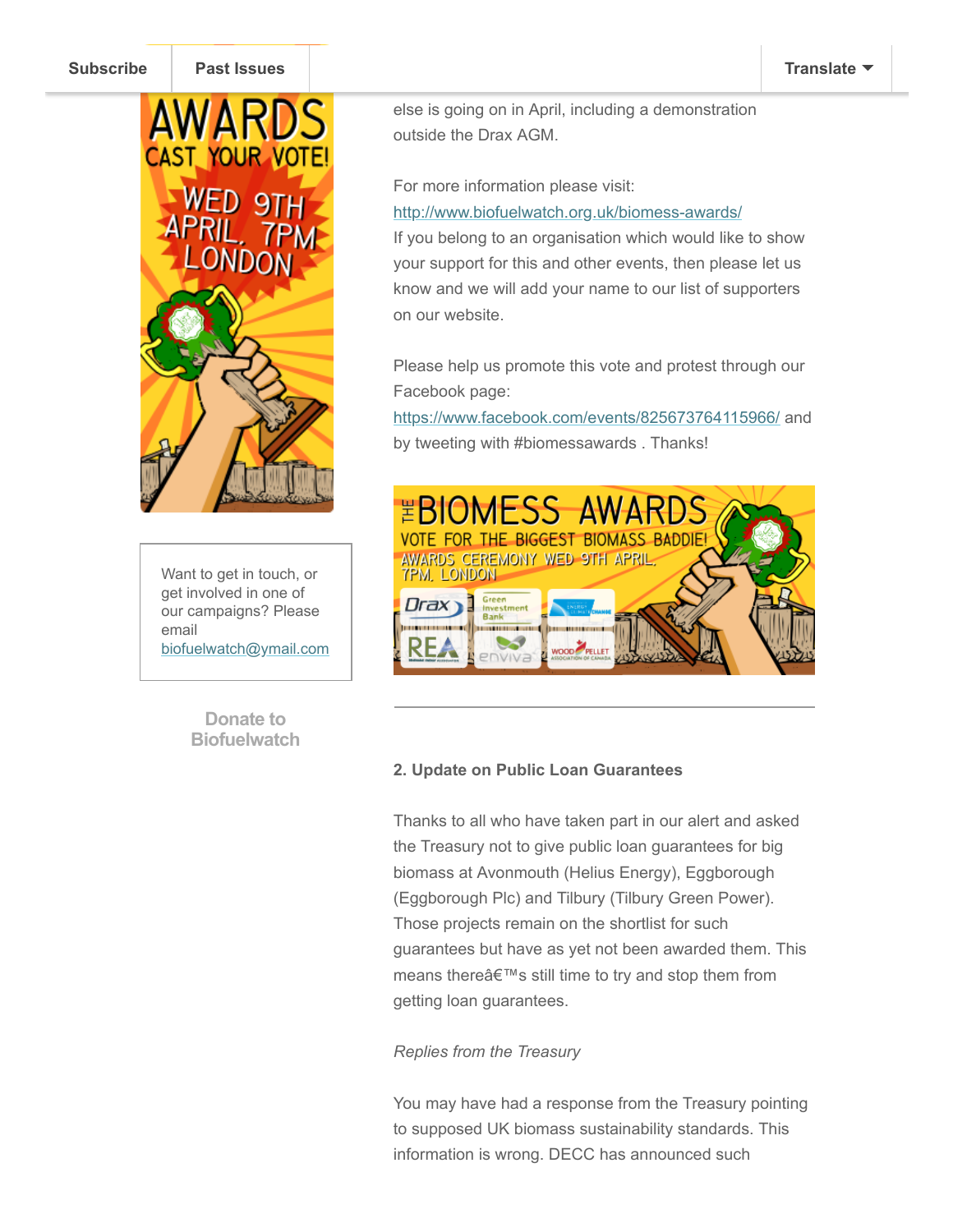Subscribe | Past Issues | Translate

else is going on in April, including a demonstration outside the Drax AGM.

For more information please visit: http://www.biofuelwatch.org.uk/biomess-awards/
If you belong to an organisation which would like to show your support for this and other events, then please let us know and we will add your name to our list of supporters on our website.

Please help us promote this vote and protest through our Facebook page: https://www.facebook.com/events/825673764115966/ and by tweeting with #biomessawards . Thanks!

Want to get in touch, or get involved in one of our campaigns? Please email biofuelwatch@ymail.com

Donate to Biofuelwatch

---

**2. Update on Public Loan Guarantees**

Thanks to all who have taken part in our alert and asked the Treasury not to give public loan guarantees for big biomass at Avonmouth (Helius Energy), Eggborough (Eggborough Plc) and Tilbury (Tilbury Green Power). Those projects remain on the shortlist for such guarantees but have as yet not been awarded them. This means thereâ€™s still time to try and stop them from getting loan guarantees.

*Replies from the Treasury*

You may have had a response from the Treasury pointing to supposed UK biomass sustainability standards. This information is wrong. DECC has announced such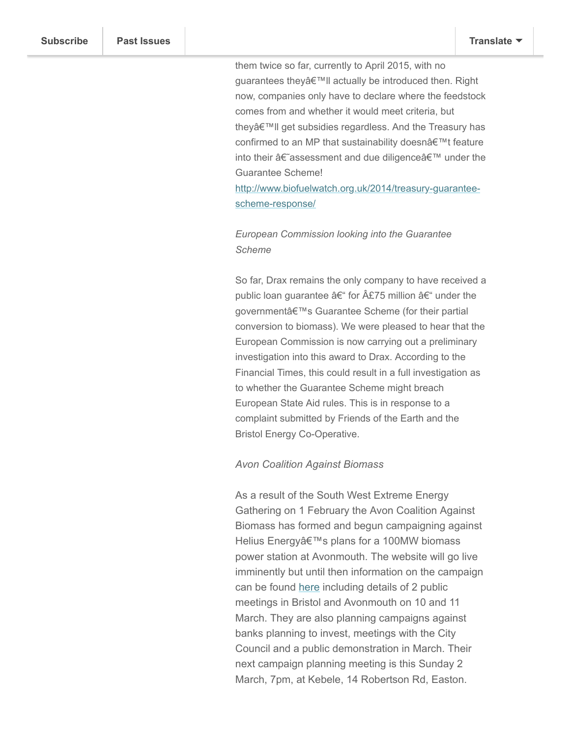them twice so far, currently to April 2015, with no guarantees theyâ€™ll actually be introduced then. Right now, companies only have to declare where the feedstock comes from and whether it would meet criteria, but theyâ€™ll get subsidies regardless. And the Treasury has confirmed to an MP that sustainability doesnâ€™t feature into their â€˜assessment and due diligenceâ€™ under the Guarantee Scheme! [http://www.biofuelwatch.org.uk/2014/treasury-guarantee-scheme-response/](http://www.biofuelwatch.org.uk/2014/treasury-guarantee-scheme-response/)

*European Commission looking into the Guarantee Scheme*

So far, Drax remains the only company to have received a public loan guarantee â€“ for Â£75 million â€“ under the governmentâ€™s Guarantee Scheme (for their partial conversion to biomass). We were pleased to hear that the European Commission is now carrying out a preliminary investigation into this award to Drax. According to the Financial Times, this could result in a full investigation as to whether the Guarantee Scheme might breach European State Aid rules. This is in response to a complaint submitted by Friends of the Earth and the Bristol Energy Co-Operative.

*Avon Coalition Against Biomass*

As a result of the South West Extreme Energy Gathering on 1 February the Avon Coalition Against Biomass has formed and begun campaigning against Helius Energyâ€™s plans for a 100MW biomass power station at Avonmouth. The website will go live imminently but until then information on the campaign can be found here including details of 2 public meetings in Bristol and Avonmouth on 10 and 11 March. They are also planning campaigns against banks planning to invest, meetings with the City Council and a public demonstration in March. Their next campaign planning meeting is this Sunday 2 March, 7pm, at Kebele, 14 Robertson Rd, Easton.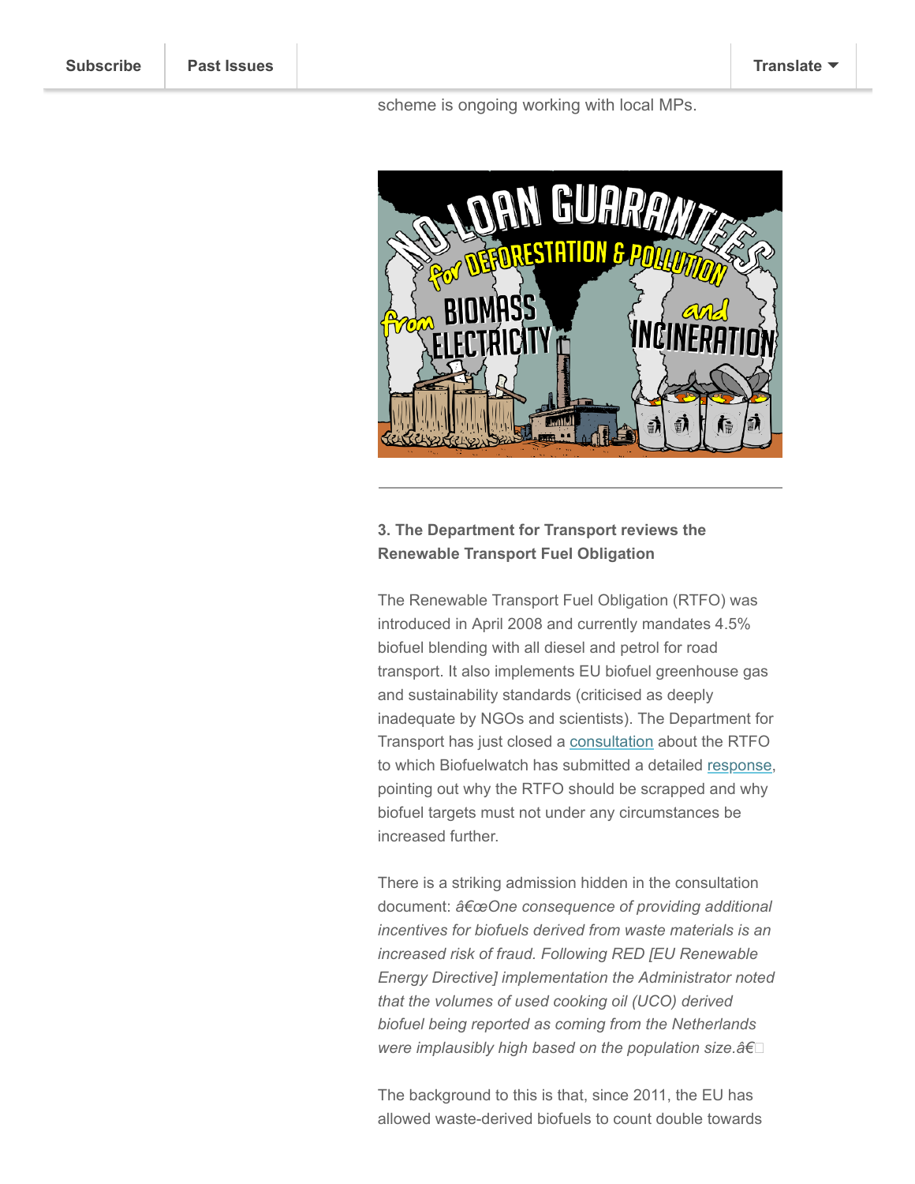scheme is ongoing working with local MPs.

**3. The Department for Transport reviews the Renewable Transport Fuel Obligation**

The Renewable Transport Fuel Obligation (RTFO) was introduced in April 2008 and currently mandates 4.5% biofuel blending with all diesel and petrol for road transport. It also implements EU biofuel greenhouse gas and sustainability standards (criticised as deeply inadequate by NGOs and scientists). The Department for Transport has just closed a consultation about the RTFO to which Biofuelwatch has submitted a detailed response, pointing out why the RTFO should be scrapped and why biofuel targets must not under any circumstances be increased further.

There is a striking admission hidden in the consultation document: â€œ*One consequence of providing additional incentives for biofuels derived from waste materials is an increased risk of fraud. Following RED [EU Renewable Energy Directive] implementation the Administrator noted that the volumes of used cooking oil (UCO) derived biofuel being reported as coming from the Netherlands were implausibly high based on the population size.*â€

The background to this is that, since 2011, the EU has allowed waste-derived biofuels to count double towards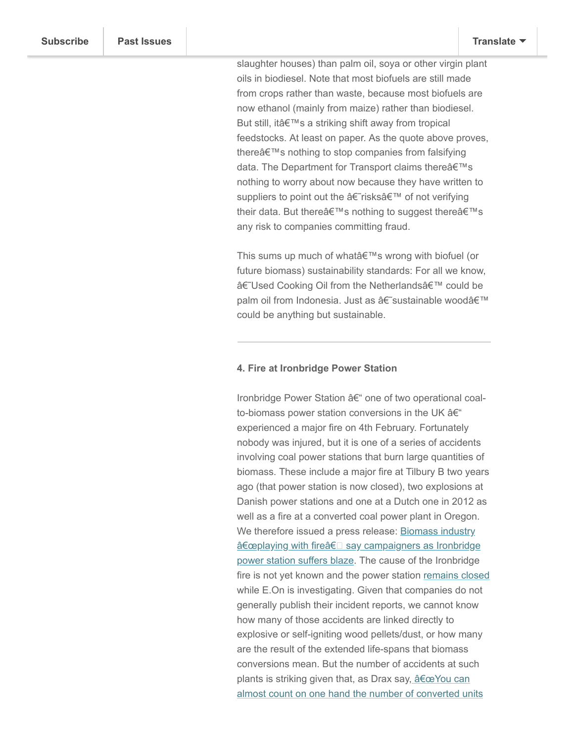slaughter houses) than palm oil, soya or other virgin plant oils in biodiesel. Note that most biofuels are still made from crops rather than waste, because most biofuels are now ethanol (mainly from maize) rather than biodiesel. But still, itâ€™s a striking shift away from tropical feedstocks. At least on paper. As the quote above proves, thereâ€™s nothing to stop companies from falsifying data. The Department for Transport claims thereâ€™s nothing to worry about now because they have written to suppliers to point out the â€˜risksâ€™ of not verifying their data. But thereâ€™s nothing to suggest thereâ€™s any risk to companies committing fraud.

This sums up much of whatâ€™s wrong with biofuel (or future biomass) sustainability standards: For all we know, â€˜Used Cooking Oil from the Netherlandsâ€™ could be palm oil from Indonesia. Just as â€˜sustainable woodâ€™ could be anything but sustainable.

---

**4. Fire at Ironbridge Power Station**

Ironbridge Power Station â€“ one of two operational coal-to-biomass power station conversions in the UK â€“ experienced a major fire on 4th February. Fortunately nobody was injured, but it is one of a series of accidents involving coal power stations that burn large quantities of biomass. These include a major fire at Tilbury B two years ago (that power station is now closed), two explosions at Danish power stations and one at a Dutch one in 2012 as well as a fire at a converted coal power plant in Oregon. We therefore issued a press release: Biomass industry â€œplaying with fireâ€ say campaigners as Ironbridge power station suffers blaze. The cause of the Ironbridge fire is not yet known and the power station remains closed while E.On is investigating. Given that companies do not generally publish their incident reports, we cannot know how many of those accidents are linked directly to explosive or self-igniting wood pellets/dust, or how many are the result of the extended life-spans that biomass conversions mean. But the number of accidents at such plants is striking given that, as Drax say, â€œYou can almost count on one hand the number of converted units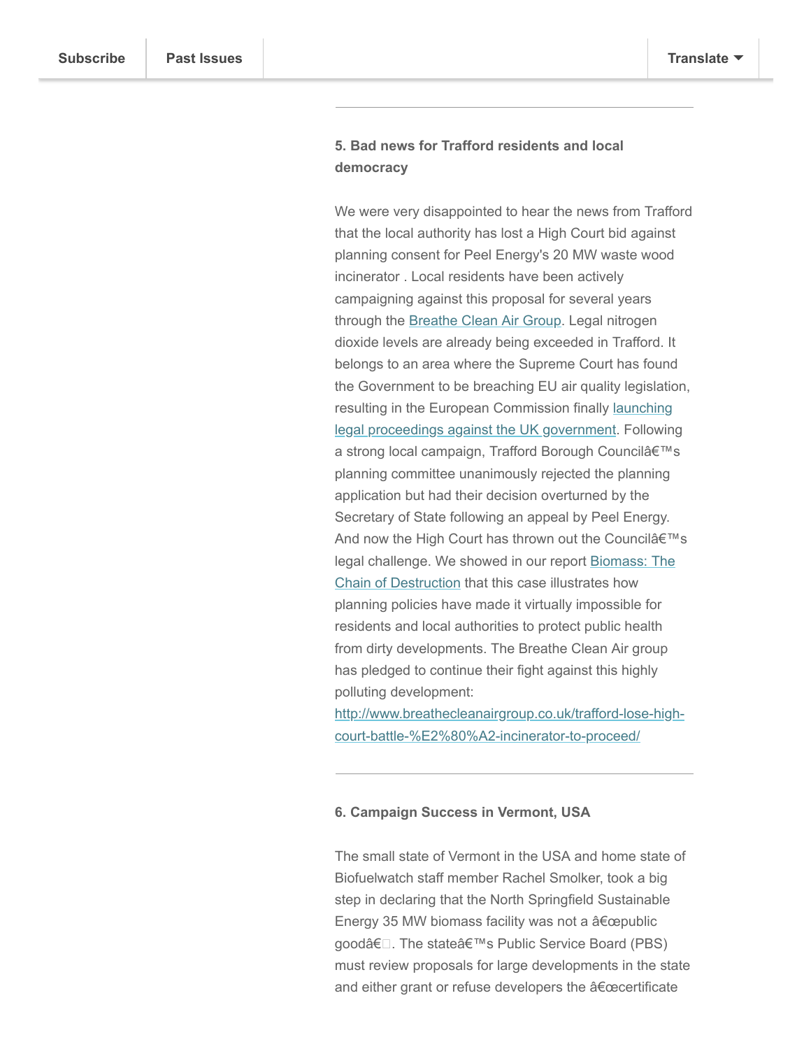**5. Bad news for Trafford residents and local democracy**

We were very disappointed to hear the news from Trafford that the local authority has lost a High Court bid against planning consent for Peel Energy's 20 MW waste wood incinerator . Local residents have been actively campaigning against this proposal for several years through the [Breathe Clean Air Group](). Legal nitrogen dioxide levels are already being exceeded in Trafford. It belongs to an area where the Supreme Court has found the Government to be breaching EU air quality legislation, resulting in the European Commission finally [launching legal proceedings against the UK government](). Following a strong local campaign, Trafford Borough Councilâ€™s planning committee unanimously rejected the planning application but had their decision overturned by the Secretary of State following an appeal by Peel Energy. And now the High Court has thrown out the Councilâ€™s legal challenge. We showed in our report [Biomass: The Chain of Destruction]() that this case illustrates how planning policies have made it virtually impossible for residents and local authorities to protect public health from dirty developments. The Breathe Clean Air group has pledged to continue their fight against this highly polluting development: [http://www.breathecleanairgroup.co.uk/trafford-lose-high-court-battle-%E2%80%A2-incinerator-to-proceed/](http://www.breathecleanairgroup.co.uk/trafford-lose-high-court-battle-%E2%80%A2-incinerator-to-proceed/)

---

**6. Campaign Success in Vermont, USA**

The small state of Vermont in the USA and home state of Biofuelwatch staff member Rachel Smolker, took a big step in declaring that the North Springfield Sustainable Energy 35 MW biomass facility was not a â€œpublic goodâ€. The stateâ€™s Public Service Board (PBS) must review proposals for large developments in the state and either grant or refuse developers the â€œcertificate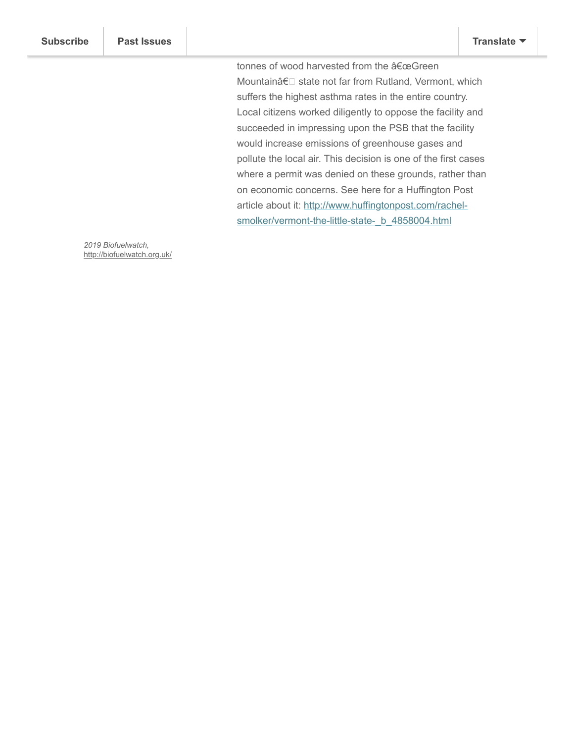tonnes of wood harvested from the â€œGreen Mountainâ€ state not far from Rutland, Vermont, which suffers the highest asthma rates in the entire country. Local citizens worked diligently to oppose the facility and succeeded in impressing upon the PSB that the facility would increase emissions of greenhouse gases and pollute the local air. This decision is one of the first cases where a permit was denied on these grounds, rather than on economic concerns. See here for a Huffington Post article about it: http://www.huffingtonpost.com/rachel-smolker/vermont-the-little-state-_b_4858004.html

*2019 Biofuelwatch,*
http://biofuelwatch.org.uk/